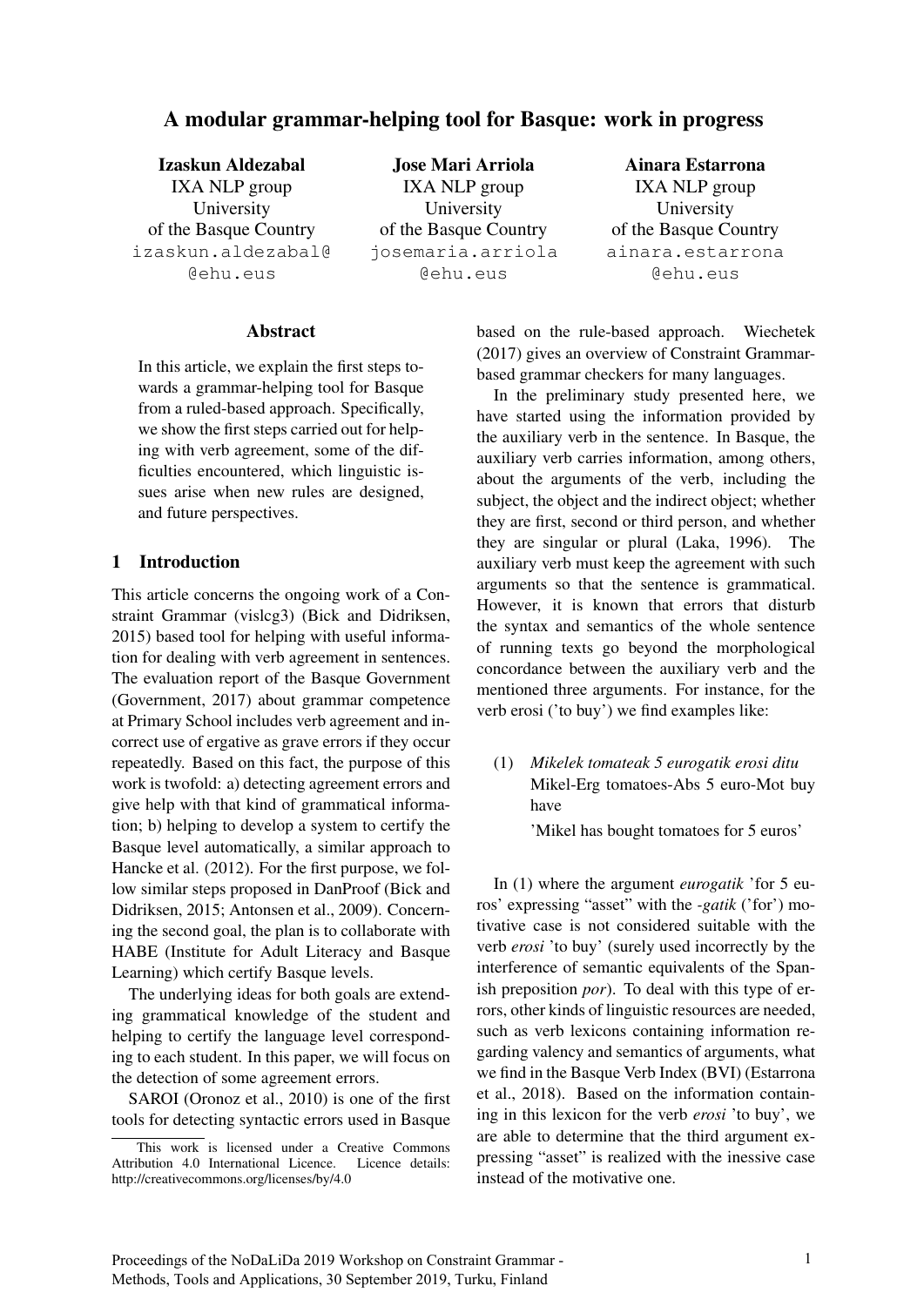# A modular grammar-helping tool for Basque: work in progress

**Izaskun Aldezabal**
IXA NLP group
University
of the Basque Country
izaskun.aldezabal@
@ehu.eus

**Jose Mari Arriola**
IXA NLP group
University
of the Basque Country
josemaria.arriola
@ehu.eus

**Ainara Estarrona**
IXA NLP group
University
of the Basque Country
ainara.estarrona
@ehu.eus

## Abstract

In this article, we explain the first steps towards a grammar-helping tool for Basque from a ruled-based approach. Specifically, we show the first steps carried out for helping with verb agreement, some of the difficulties encountered, which linguistic issues arise when new rules are designed, and future perspectives.

## 1 Introduction

This article concerns the ongoing work of a Constraint Grammar (vislcg3) (Bick and Didriksen, 2015) based tool for helping with useful information for dealing with verb agreement in sentences. The evaluation report of the Basque Government (Government, 2017) about grammar competence at Primary School includes verb agreement and incorrect use of ergative as grave errors if they occur repeatedly. Based on this fact, the purpose of this work is twofold: a) detecting agreement errors and give help with that kind of grammatical information; b) helping to develop a system to certify the Basque level automatically, a similar approach to Hancke et al. (2012). For the first purpose, we follow similar steps proposed in DanProof (Bick and Didriksen, 2015; Antonsen et al., 2009). Concerning the second goal, the plan is to collaborate with HABE (Institute for Adult Literacy and Basque Learning) which certify Basque levels.

The underlying ideas for both goals are extending grammatical knowledge of the student and helping to certify the language level corresponding to each student. In this paper, we will focus on the detection of some agreement errors.

SAROI (Oronoz et al., 2010) is one of the first tools for detecting syntactic errors used in Basque based on the rule-based approach. Wiechetek (2017) gives an overview of Constraint Grammar-based grammar checkers for many languages.

In the preliminary study presented here, we have started using the information provided by the auxiliary verb in the sentence. In Basque, the auxiliary verb carries information, among others, about the arguments of the verb, including the subject, the object and the indirect object; whether they are first, second or third person, and whether they are singular or plural (Laka, 1996). The auxiliary verb must keep the agreement with such arguments so that the sentence is grammatical. However, it is known that errors that disturb the syntax and semantics of the whole sentence of running texts go beyond the morphological concordance between the auxiliary verb and the mentioned three arguments. For instance, for the verb erosi ('to buy') we find examples like:

(1) *Mikelek tomateak 5 eurogatik erosi ditu*
Mikel-Erg tomatoes-Abs 5 euro-Mot buy have
'Mikel has bought tomatoes for 5 euros'

In (1) where the argument *eurogatik* 'for 5 euros' expressing "asset" with the *-gatik* ('for') motivative case is not considered suitable with the verb *erosi* 'to buy' (surely used incorrectly by the interference of semantic equivalents of the Spanish preposition *por*). To deal with this type of errors, other kinds of linguistic resources are needed, such as verb lexicons containing information regarding valency and semantics of arguments, what we find in the Basque Verb Index (BVI) (Estarrona et al., 2018). Based on the information containing in this lexicon for the verb *erosi* 'to buy', we are able to determine that the third argument expressing "asset" is realized with the inessive case instead of the motivative one.

This work is licensed under a Creative Commons Attribution 4.0 International Licence. Licence details: http://creativecommons.org/licenses/by/4.0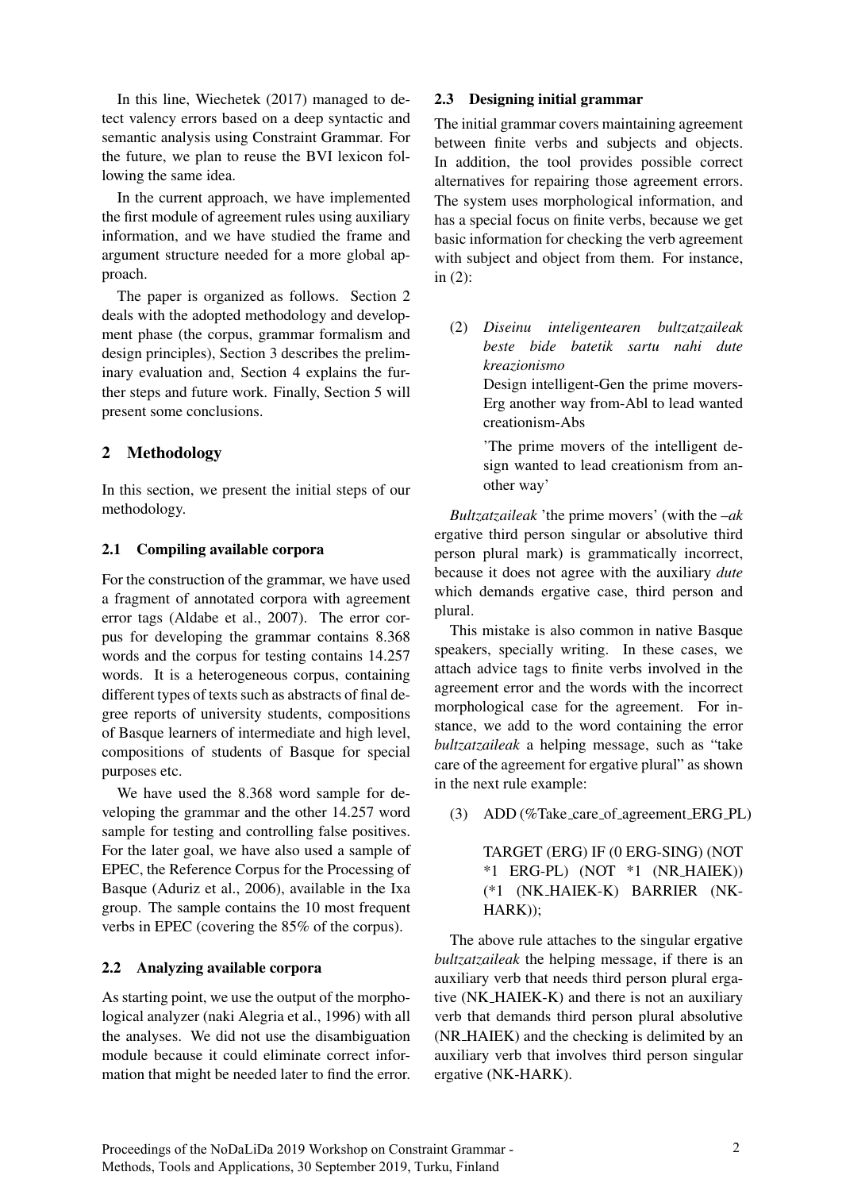In this line, Wiechetek (2017) managed to detect valency errors based on a deep syntactic and semantic analysis using Constraint Grammar. For the future, we plan to reuse the BVI lexicon following the same idea.

In the current approach, we have implemented the first module of agreement rules using auxiliary information, and we have studied the frame and argument structure needed for a more global approach.

The paper is organized as follows. Section 2 deals with the adopted methodology and development phase (the corpus, grammar formalism and design principles), Section 3 describes the preliminary evaluation and, Section 4 explains the further steps and future work. Finally, Section 5 will present some conclusions.

## 2 Methodology

In this section, we present the initial steps of our methodology.

### 2.1 Compiling available corpora

For the construction of the grammar, we have used a fragment of annotated corpora with agreement error tags (Aldabe et al., 2007). The error corpus for developing the grammar contains 8.368 words and the corpus for testing contains 14.257 words. It is a heterogeneous corpus, containing different types of texts such as abstracts of final degree reports of university students, compositions of Basque learners of intermediate and high level, compositions of students of Basque for special purposes etc.

We have used the 8.368 word sample for developing the grammar and the other 14.257 word sample for testing and controlling false positives. For the later goal, we have also used a sample of EPEC, the Reference Corpus for the Processing of Basque (Aduriz et al., 2006), available in the Ixa group. The sample contains the 10 most frequent verbs in EPEC (covering the 85% of the corpus).

### 2.2 Analyzing available corpora

As starting point, we use the output of the morphological analyzer (naki Alegria et al., 1996) with all the analyses. We did not use the disambiguation module because it could eliminate correct information that might be needed later to find the error.

### 2.3 Designing initial grammar

The initial grammar covers maintaining agreement between finite verbs and subjects and objects. In addition, the tool provides possible correct alternatives for repairing those agreement errors. The system uses morphological information, and has a special focus on finite verbs, because we get basic information for checking the verb agreement with subject and object from them. For instance, in (2):

(2) *Diseinu inteligentearen bultzatzaileak beste bide batetik sartu nahi dute kreazionismo*
Design intelligent-Gen the prime movers-Erg another way from-Abl to lead wanted creationism-Abs
'The prime movers of the intelligent design wanted to lead creationism from another way'

*Bultzatzaileak* 'the prime movers' (with the *–ak* ergative third person singular or absolutive third person plural mark) is grammatically incorrect, because it does not agree with the auxiliary *dute* which demands ergative case, third person and plural.

This mistake is also common in native Basque speakers, specially writing. In these cases, we attach advice tags to finite verbs involved in the agreement error and the words with the incorrect morphological case for the agreement. For instance, we add to the word containing the error *bultzatzaileak* a helping message, such as "take care of the agreement for ergative plural" as shown in the next rule example:

(3) ADD (%Take_care_of_agreement_ERG_PL)

TARGET (ERG) IF (0 ERG-SING) (NOT *1 ERG-PL) (NOT *1 (NR_HAIEK)) (*1 (NK_HAIEK-K) BARRIER (NK-HARK));

The above rule attaches to the singular ergative *bultzatzaileak* the helping message, if there is an auxiliary verb that needs third person plural ergative (NK_HAIEK-K) and there is not an auxiliary verb that demands third person plural absolutive (NR_HAIEK) and the checking is delimited by an auxiliary verb that involves third person singular ergative (NK-HARK).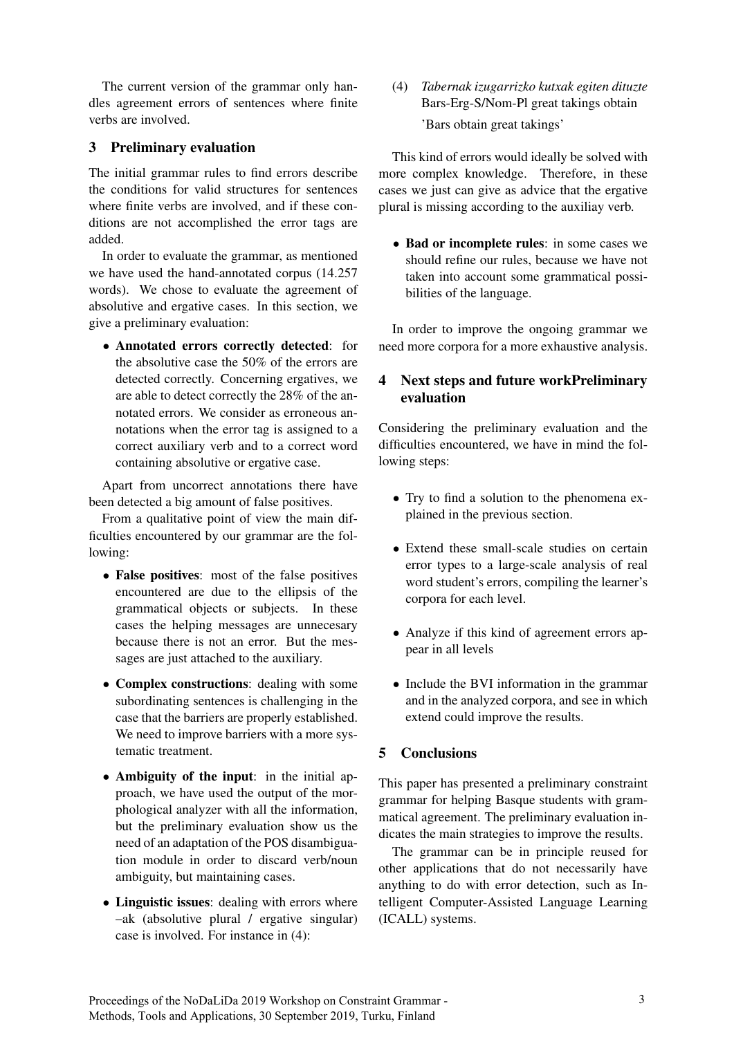The current version of the grammar only handles agreement errors of sentences where finite verbs are involved.

## 3 Preliminary evaluation

The initial grammar rules to find errors describe the conditions for valid structures for sentences where finite verbs are involved, and if these conditions are not accomplished the error tags are added.

In order to evaluate the grammar, as mentioned we have used the hand-annotated corpus (14.257 words). We chose to evaluate the agreement of absolutive and ergative cases. In this section, we give a preliminary evaluation:

- **Annotated errors correctly detected**: for the absolutive case the 50% of the errors are detected correctly. Concerning ergatives, we are able to detect correctly the 28% of the annotated errors. We consider as erroneous annotations when the error tag is assigned to a correct auxiliary verb and to a correct word containing absolutive or ergative case.

Apart from uncorrect annotations there have been detected a big amount of false positives.

From a qualitative point of view the main difficulties encountered by our grammar are the following:

- **False positives**: most of the false positives encountered are due to the ellipsis of the grammatical objects or subjects. In these cases the helping messages are unnecesary because there is not an error. But the messages are just attached to the auxiliary.

- **Complex constructions**: dealing with some subordinating sentences is challenging in the case that the barriers are properly established. We need to improve barriers with a more systematic treatment.

- **Ambiguity of the input**: in the initial approach, we have used the output of the morphological analyzer with all the information, but the preliminary evaluation show us the need of an adaptation of the POS disambiguation module in order to discard verb/noun ambiguity, but maintaining cases.

- **Linguistic issues**: dealing with errors where –ak (absolutive plural / ergative singular) case is involved. For instance in (4):

(4) *Tabernak izugarrizko kutxak egiten dituzte*
Bars-Erg-S/Nom-Pl great takings obtain
'Bars obtain great takings'

This kind of errors would ideally be solved with more complex knowledge. Therefore, in these cases we just can give as advice that the ergative plural is missing according to the auxiliay verb.

- **Bad or incomplete rules**: in some cases we should refine our rules, because we have not taken into account some grammatical possibilities of the language.

In order to improve the ongoing grammar we need more corpora for a more exhaustive analysis.

## 4 Next steps and future workPreliminary evaluation

Considering the preliminary evaluation and the difficulties encountered, we have in mind the following steps:

- Try to find a solution to the phenomena explained in the previous section.

- Extend these small-scale studies on certain error types to a large-scale analysis of real word student's errors, compiling the learner's corpora for each level.

- Analyze if this kind of agreement errors appear in all levels

- Include the BVI information in the grammar and in the analyzed corpora, and see in which extend could improve the results.

## 5 Conclusions

This paper has presented a preliminary constraint grammar for helping Basque students with grammatical agreement. The preliminary evaluation indicates the main strategies to improve the results.

The grammar can be in principle reused for other applications that do not necessarily have anything to do with error detection, such as Intelligent Computer-Assisted Language Learning (ICALL) systems.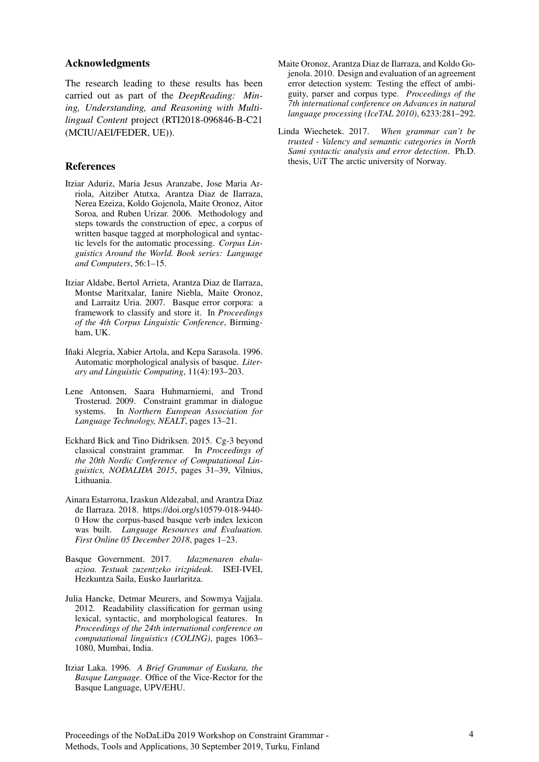## Acknowledgments

The research leading to these results has been carried out as part of the *DeepReading: Mining, Understanding, and Reasoning with Multilingual Content* project (RTI2018-096846-B-C21 (MCIU/AEI/FEDER, UE)).

## References

Itziar Aduriz, Maria Jesus Aranzabe, Jose Maria Arriola, Aitziber Atutxa, Arantza Diaz de Ilarraza, Nerea Ezeiza, Koldo Gojenola, Maite Oronoz, Aitor Soroa, and Ruben Urizar. 2006. Methodology and steps towards the construction of epec, a corpus of written basque tagged at morphological and syntactic levels for the automatic processing. *Corpus Linguistics Around the World. Book series: Language and Computers*, 56:1–15.

Itziar Aldabe, Bertol Arrieta, Arantza Diaz de Ilarraza, Montse Maritxalar, Ianire Niebla, Maite Oronoz, and Larraitz Uria. 2007. Basque error corpora: a framework to classify and store it. In *Proceedings of the 4th Corpus Linguistic Conference*, Birmingham, UK.

Iñaki Alegria, Xabier Artola, and Kepa Sarasola. 1996. Automatic morphological analysis of basque. *Literary and Linguistic Computing*, 11(4):193–203.

Lene Antonsen, Saara Huhmarniemi, and Trond Trosterud. 2009. Constraint grammar in dialogue systems. In *Northern European Association for Language Technology, NEALT*, pages 13–21.

Eckhard Bick and Tino Didriksen. 2015. Cg-3 beyond classical constraint grammar. In *Proceedings of the 20th Nordic Conference of Computational Linguistics, NODALIDA 2015*, pages 31–39, Vilnius, Lithuania.

Ainara Estarrona, Izaskun Aldezabal, and Arantza Diaz de Ilarraza. 2018. https://doi.org/s10579-018-9440-0 How the corpus-based basque verb index lexicon was built. *Language Resources and Evaluation. First Online 05 December 2018*, pages 1–23.

Basque Government. 2017. *Idazmenaren ebaluazioa. Testuak zuzentzeko irizpideak*. ISEI-IVEI, Hezkuntza Saila, Eusko Jaurlaritza.

Julia Hancke, Detmar Meurers, and Sowmya Vajjala. 2012. Readability classification for german using lexical, syntactic, and morphological features. In *Proceedings of the 24th international conference on computational linguistics (COLING)*, pages 1063–1080, Mumbai, India.

Itziar Laka. 1996. *A Brief Grammar of Euskara, the Basque Language*. Office of the Vice-Rector for the Basque Language, UPV/EHU.

Maite Oronoz, Arantza Diaz de Ilarraza, and Koldo Gojenola. 2010. Design and evaluation of an agreement error detection system: Testing the effect of ambiguity, parser and corpus type. *Proceedings of the 7th international conference on Advances in natural language processing (IceTAL 2010)*, 6233:281–292.

Linda Wiechetek. 2017. *When grammar can't be trusted - Valency and semantic categories in North Sami syntactic analysis and error detection*. Ph.D. thesis, UiT The arctic university of Norway.